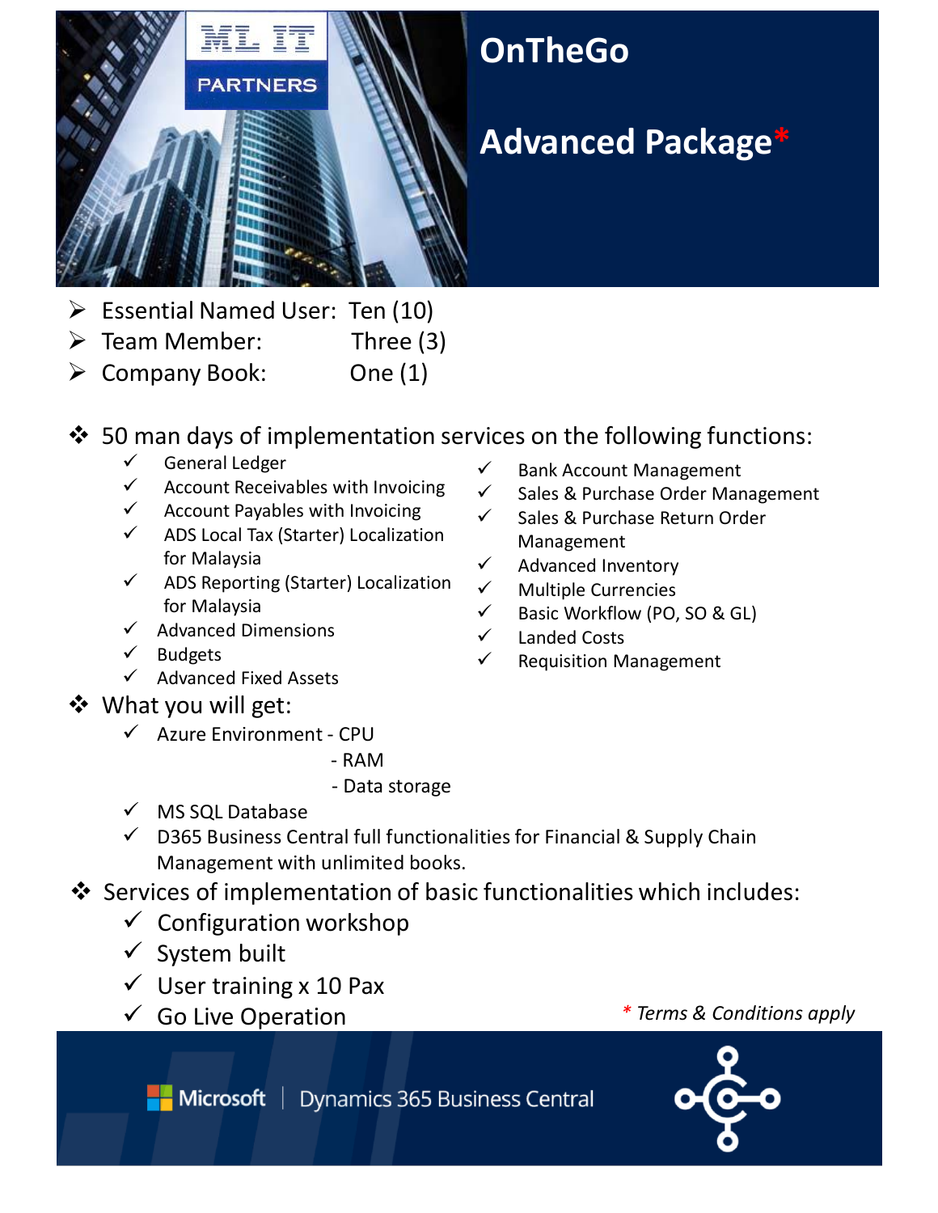ML IT PARTNERS

# OnTheGo

# Advanced Package*

- Essential Named User: Ten (10)
- Team Member: Three (3)
- Company Book: One (1)

## 50 man days of implementation services on the following functions:

- ✓ General Ledger
- ✓ Account Receivables with Invoicing
- ✓ Account Payables with Invoicing
- ✓ ADS Local Tax (Starter) Localization for Malaysia
- ✓ ADS Reporting (Starter) Localization for Malaysia
- ✓ Advanced Dimensions
- ✓ Budgets
- ✓ Advanced Fixed Assets
- ✓ Bank Account Management
- ✓ Sales & Purchase Order Management
- ✓ Sales & Purchase Return Order Management
- ✓ Advanced Inventory
- ✓ Multiple Currencies
- ✓ Basic Workflow (PO, SO & GL)
- ✓ Landed Costs
- ✓ Requisition Management

## What you will get:

- ✓ Azure Environment - CPU
  - RAM
  - Data storage
- ✓ MS SQL Database
- ✓ D365 Business Central full functionalities for Financial & Supply Chain Management with unlimited books.

## Services of implementation of basic functionalities which includes:

- ✓ Configuration workshop
- ✓ System built
- ✓ User training x 10 Pax
- ✓ Go Live Operation

*\* Terms & Conditions apply*

Microsoft | Dynamics 365 Business Central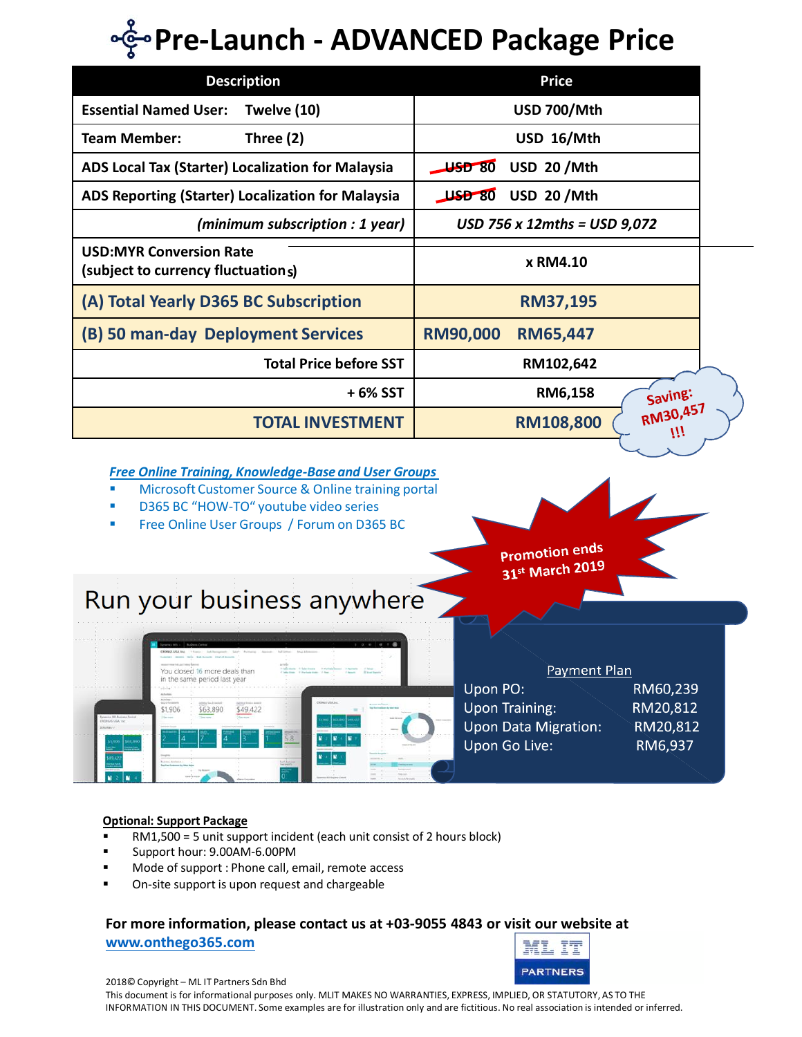# Pre-Launch - ADVANCED Package Price

| Description | Price |
|---|---|
| Essential Named User: Twelve (10) | USD 700/Mth |
| Team Member: Three (2) | USD 16/Mth |
| ADS Local Tax (Starter) Localization for Malaysia | ~~USD 80~~ USD 20 /Mth |
| ADS Reporting (Starter) Localization for Malaysia | ~~USD 80~~ USD 20 /Mth |
| *(minimum subscription : 1 year)* | *USD 756 x 12mths = USD 9,072* |
| USD:MYR Conversion Rate (subject to currency fluctuations) | x RM4.10 |
| (A) Total Yearly D365 BC Subscription | RM37,195 |
| (B) 50 man-day Deployment Services | RM90,000 RM65,447 |
| Total Price before SST | RM102,642 |
| + 6% SST | RM6,158 |
| **TOTAL INVESTMENT** | **RM108,800** |

Saving: RM30,457 !!!

***Free Online Training, Knowledge-Base and User Groups***

- Microsoft Customer Source & Online training portal
- D365 BC "HOW-TO" youtube video series
- Free Online User Groups / Forum on D365 BC

Promotion ends 31st March 2019

Run your business anywhere

Payment Plan

| | |
|---|---|
| Upon PO: | RM60,239 |
| Upon Training: | RM20,812 |
| Upon Data Migration: | RM20,812 |
| Upon Go Live: | RM6,937 |

**Optional: Support Package**

- RM1,500 = 5 unit support incident (each unit consist of 2 hours block)
- Support hour: 9.00AM-6.00PM
- Mode of support : Phone call, email, remote access
- On-site support is upon request and chargeable

**For more information, please contact us at +03-9055 4843 or visit our website at www.onthego365.com**

ML IT PARTNERS

2018© Copyright – ML IT Partners Sdn Bhd

This document is for informational purposes only. MLIT MAKES NO WARRANTIES, EXPRESS, IMPLIED, OR STATUTORY, AS TO THE INFORMATION IN THIS DOCUMENT. Some examples are for illustration only and are fictitious. No real association is intended or inferred.